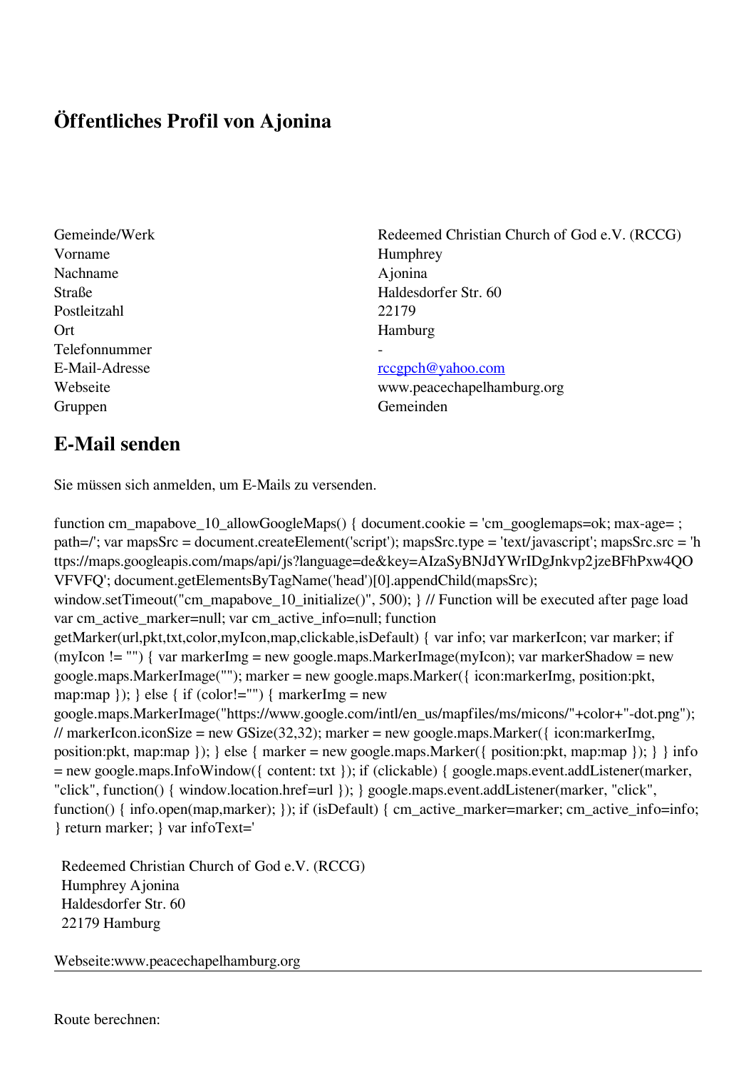# Öffentliches Profil von Ajonina

| | |
|---|---|
| Gemeinde/Werk | Redeemed Christian Church of God e.V. (RCCG) |
| Vorname | Humphrey |
| Nachname | Ajonina |
| Straße | Haldesdorfer Str. 60 |
| Postleitzahl | 22179 |
| Ort | Hamburg |
| Telefonnummer | - |
| E-Mail-Adresse | rccgpch@yahoo.com |
| Webseite | www.peacechapelhamburg.org |
| Gruppen | Gemeinden |

## E-Mail senden

Sie müssen sich anmelden, um E-Mails zu versenden.

```
function cm_mapabove_10_allowGoogleMaps() { document.cookie = 'cm_googlemaps=ok; max-age= ; path=/'; var mapsSrc = document.createElement('script'); mapsSrc.type = 'text/javascript'; mapsSrc.src = 'https://maps.googleapis.com/maps/api/js?language=de&key=AIzaSyBNJdYWrIDgJnkvp2jzeBFhPxw4QOVFVFQ'; document.getElementsByTagName('head')[0].appendChild(mapsSrc); window.setTimeout("cm_mapabove_10_initialize()", 500); } // Function will be executed after page load var cm_active_marker=null; var cm_active_info=null; function getMarker(url,pkt,txt,color,myIcon,map,clickable,isDefault) { var info; var markerIcon; var marker; if (myIcon != "") { var markerImg = new google.maps.MarkerImage(myIcon); var markerShadow = new google.maps.MarkerImage(""); marker = new google.maps.Marker({ icon:markerImg, position:pkt, map:map }); } else { if (color!="") { markerImg = new google.maps.MarkerImage("https://www.google.com/intl/en_us/mapfiles/ms/micons/"+color+"-dot.png"); // markerIcon.iconSize = new GSize(32,32); marker = new google.maps.Marker({ icon:markerImg, position:pkt, map:map }); } else { marker = new google.maps.Marker({ position:pkt, map:map }); } } info = new google.maps.InfoWindow({ content: txt }); if (clickable) { google.maps.event.addListener(marker, "click", function() { window.location.href=url }); } google.maps.event.addListener(marker, "click", function() { info.open(map,marker); }); if (isDefault) { cm_active_marker=marker; cm_active_info=info; } return marker; } var infoText='
```

Redeemed Christian Church of God e.V. (RCCG)
Humphrey Ajonina
Haldesdorfer Str. 60
22179 Hamburg

Webseite:www.peacechapelhamburg.org

---

Route berechnen: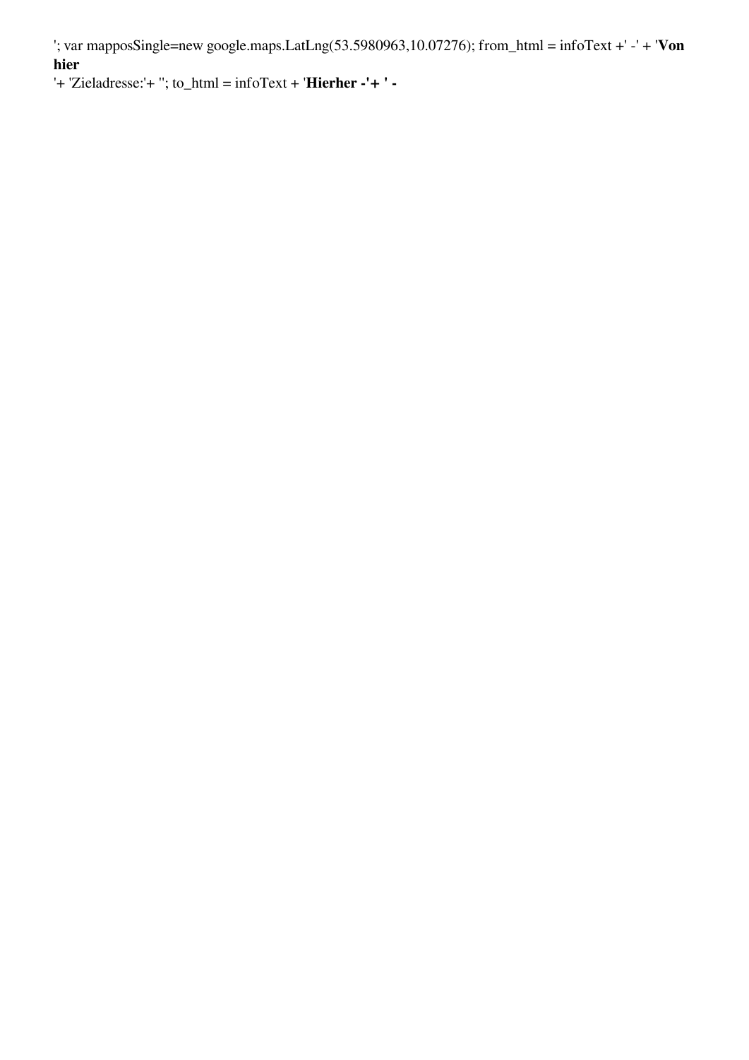'; var mapposSingle=new google.maps.LatLng(53.5980963,10.07276); from_html = infoText +' -' + '**Von hier**

'+ 'Zieladresse:'+ ''; to_html = infoText + '**Hierher -'+ ' -**